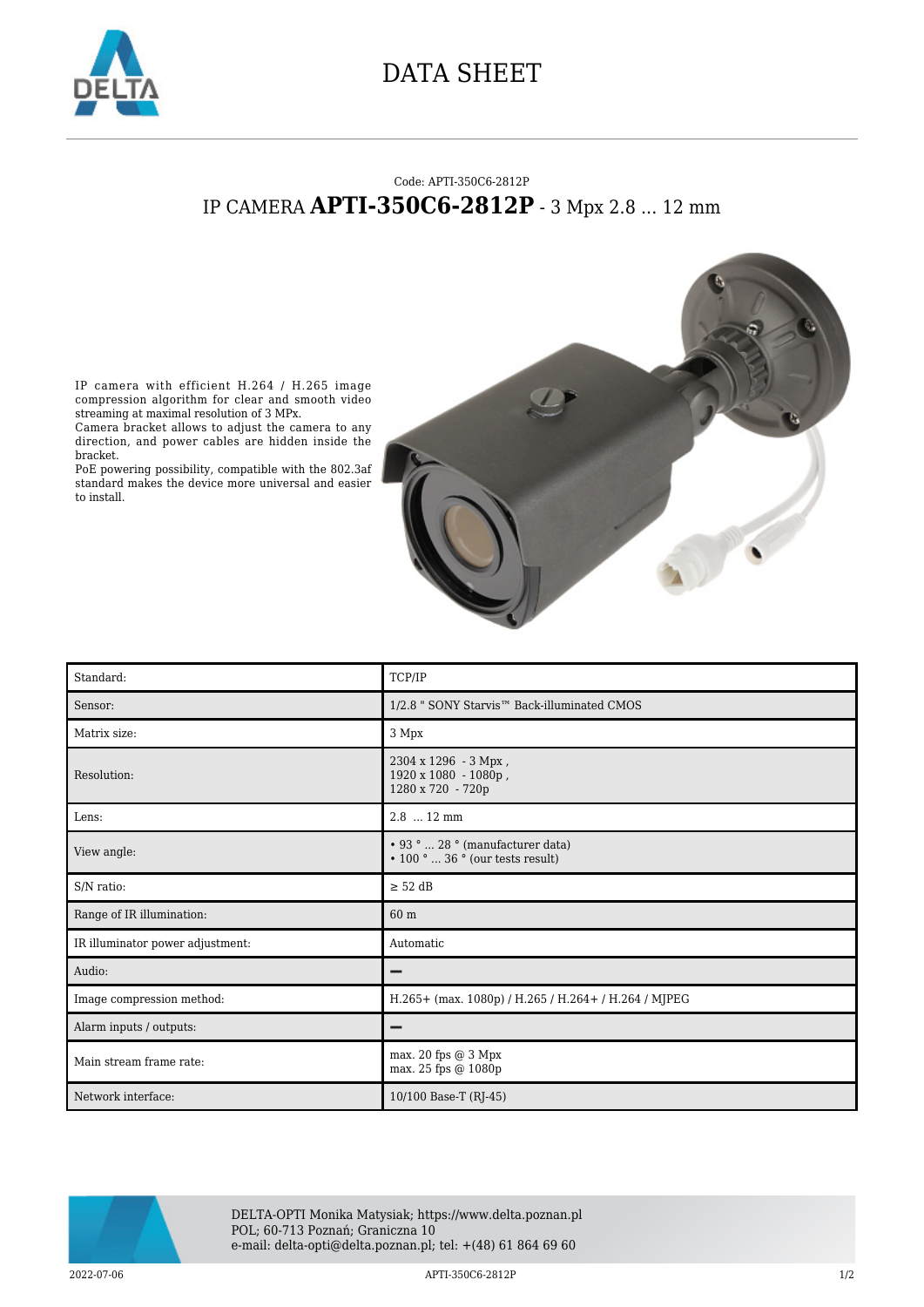# DATA SHEET

Code: APTI-350C6-2812P

## IP CAMERA **APTI-350C6-2812P** - 3 Mpx 2.8 ... 12 mm

IP camera with efficient H.264 / H.265 image compression algorithm for clear and smooth video streaming at maximal resolution of 3 MPx.
Camera bracket allows to adjust the camera to any direction, and power cables are hidden inside the bracket.
PoE powering possibility, compatible with the 802.3af standard makes the device more universal and easier to install.

| | |
|---|---|
| Standard: | TCP/IP |
| Sensor: | 1/2.8 " SONY Starvis™ Back-illuminated CMOS |
| Matrix size: | 3 Mpx |
| Resolution: | 2304 x 1296 - 3 Mpx ,<br>1920 x 1080 - 1080p ,<br>1280 x 720 - 720p |
| Lens: | 2.8 ... 12 mm |
| View angle: | • 93 ° ... 28 ° (manufacturer data)<br>• 100 ° ... 36 ° (our tests result) |
| S/N ratio: | ≥ 52 dB |
| Range of IR illumination: | 60 m |
| IR illuminator power adjustment: | Automatic |
| Audio: | – |
| Image compression method: | H.265+ (max. 1080p) / H.265 / H.264+ / H.264 / MJPEG |
| Alarm inputs / outputs: | – |
| Main stream frame rate: | max. 20 fps @ 3 Mpx<br>max. 25 fps @ 1080p |
| Network interface: | 10/100 Base-T (RJ-45) |

DELTA-OPTI Monika Matysiak; https://www.delta.poznan.pl
POL; 60-713 Poznań; Graniczna 10
e-mail: delta-opti@delta.poznan.pl; tel: +(48) 61 864 69 60

2022-07-06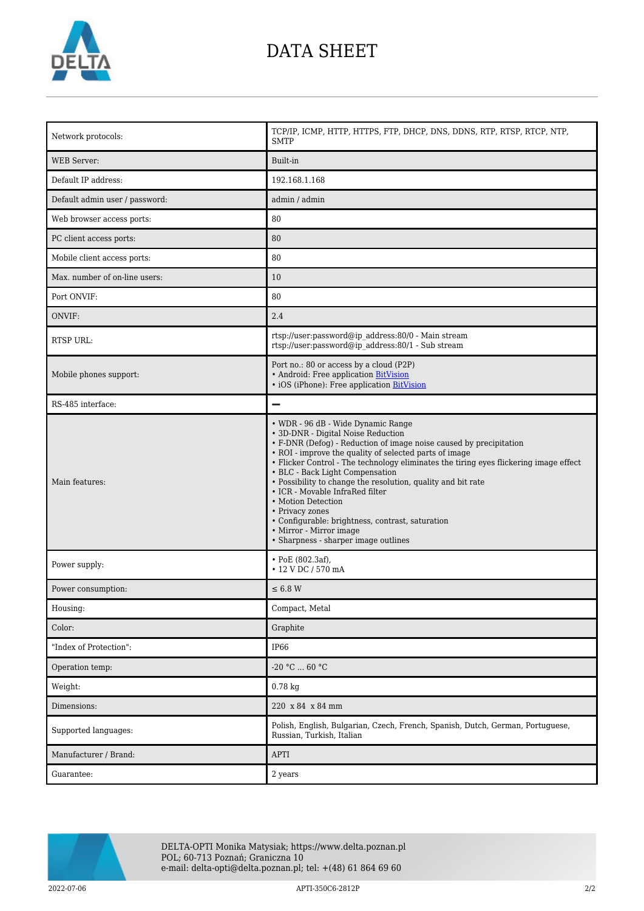# DATA SHEET

| | |
|---|---|
| Network protocols: | TCP/IP, ICMP, HTTP, HTTPS, FTP, DHCP, DNS, DDNS, RTP, RTSP, RTCP, NTP, SMTP |
| WEB Server: | Built-in |
| Default IP address: | 192.168.1.168 |
| Default admin user / password: | admin / admin |
| Web browser access ports: | 80 |
| PC client access ports: | 80 |
| Mobile client access ports: | 80 |
| Max. number of on-line users: | 10 |
| Port ONVIF: | 80 |
| ONVIF: | 2.4 |
| RTSP URL: | rtsp://user:password@ip_address:80/0 - Main stream<br>rtsp://user:password@ip_address:80/1 - Sub stream |
| Mobile phones support: | Port no.: 80 or access by a cloud (P2P)<br>• Android: Free application BitVision<br>• iOS (iPhone): Free application BitVision |
| RS-485 interface: | – |
| Main features: | • WDR - 96 dB - Wide Dynamic Range<br>• 3D-DNR - Digital Noise Reduction<br>• F-DNR (Defog) - Reduction of image noise caused by precipitation<br>• ROI - improve the quality of selected parts of image<br>• Flicker Control - The technology eliminates the tiring eyes flickering image effect<br>• BLC - Back Light Compensation<br>• Possibility to change the resolution, quality and bit rate<br>• ICR - Movable InfraRed filter<br>• Motion Detection<br>• Privacy zones<br>• Configurable: brightness, contrast, saturation<br>• Mirror - Mirror image<br>• Sharpness - sharper image outlines |
| Power supply: | • PoE (802.3af),<br>• 12 V DC / 570 mA |
| Power consumption: | ≤ 6.8 W |
| Housing: | Compact, Metal |
| Color: | Graphite |
| "Index of Protection": | IP66 |
| Operation temp: | -20 °C ... 60 °C |
| Weight: | 0.78 kg |
| Dimensions: | 220 x 84 x 84 mm |
| Supported languages: | Polish, English, Bulgarian, Czech, French, Spanish, Dutch, German, Portuguese, Russian, Turkish, Italian |
| Manufacturer / Brand: | APTI |
| Guarantee: | 2 years |

DELTA-OPTI Monika Matysiak; https://www.delta.poznan.pl
POL; 60-713 Poznań; Graniczna 10
e-mail: delta-opti@delta.poznan.pl; tel: +(48) 61 864 69 60

2022-07-06 APTI-350C6-2812P